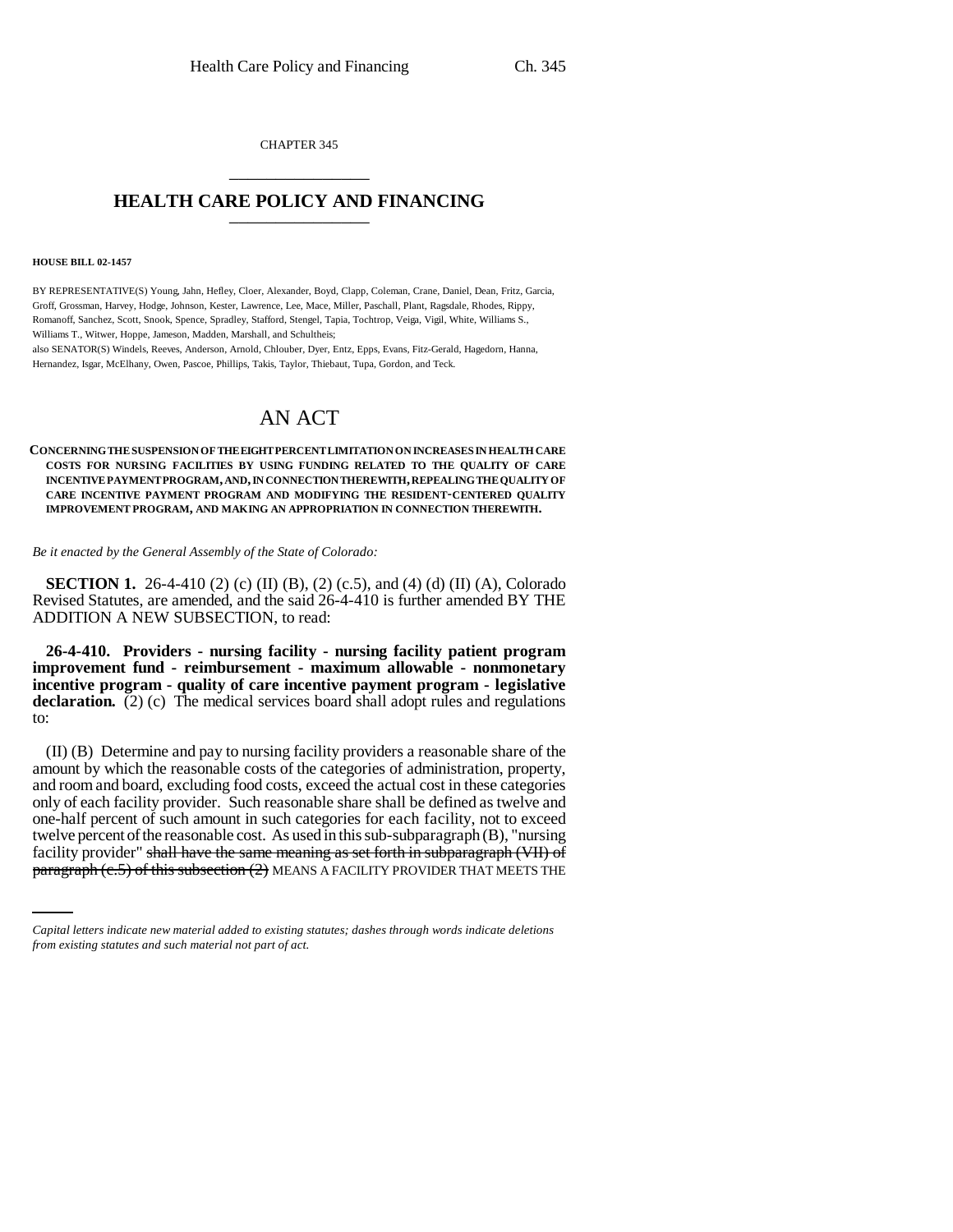CHAPTER 345

---

## HEALTH CARE POLICY AND FINANCING

---

**HOUSE BILL 02-1457**

BY REPRESENTATIVE(S) Young, Jahn, Hefley, Cloer, Alexander, Boyd, Clapp, Coleman, Crane, Daniel, Dean, Fritz, Garcia, Groff, Grossman, Harvey, Hodge, Johnson, Kester, Lawrence, Lee, Mace, Miller, Paschall, Plant, Ragsdale, Rhodes, Rippy, Romanoff, Sanchez, Scott, Snook, Spence, Spradley, Stafford, Stengel, Tapia, Tochtrop, Veiga, Vigil, White, Williams S., Williams T., Witwer, Hoppe, Jameson, Madden, Marshall, and Schultheis;

also SENATOR(S) Windels, Reeves, Anderson, Arnold, Chlouber, Dyer, Entz, Epps, Evans, Fitz-Gerald, Hagedorn, Hanna, Hernandez, Isgar, McElhany, Owen, Pascoe, Phillips, Takis, Taylor, Thiebaut, Tupa, Gordon, and Teck.

# AN ACT

**CONCERNING THE SUSPENSION OF THE EIGHT PERCENT LIMITATION ON INCREASES IN HEALTH CARE COSTS FOR NURSING FACILITIES BY USING FUNDING RELATED TO THE QUALITY OF CARE INCENTIVE PAYMENT PROGRAM, AND, IN CONNECTION THEREWITH, REPEALING THE QUALITY OF CARE INCENTIVE PAYMENT PROGRAM AND MODIFYING THE RESIDENT-CENTERED QUALITY IMPROVEMENT PROGRAM, AND MAKING AN APPROPRIATION IN CONNECTION THEREWITH.**

*Be it enacted by the General Assembly of the State of Colorado:*

**SECTION 1.** 26-4-410 (2) (c) (II) (B), (2) (c.5), and (4) (d) (II) (A), Colorado Revised Statutes, are amended, and the said 26-4-410 is further amended BY THE ADDITION A NEW SUBSECTION, to read:

**26-4-410. Providers - nursing facility - nursing facility patient program improvement fund - reimbursement - maximum allowable - nonmonetary incentive program - quality of care incentive payment program - legislative declaration.** (2) (c) The medical services board shall adopt rules and regulations to:

(II) (B) Determine and pay to nursing facility providers a reasonable share of the amount by which the reasonable costs of the categories of administration, property, and room and board, excluding food costs, exceed the actual cost in these categories only of each facility provider. Such reasonable share shall be defined as twelve and one-half percent of such amount in such categories for each facility, not to exceed twelve percent of the reasonable cost. As used in this sub-subparagraph (B), "nursing facility provider" ~~shall have the same meaning as set forth in subparagraph (VII) of paragraph (c.5) of this subsection (2)~~ MEANS A FACILITY PROVIDER THAT MEETS THE

---

*Capital letters indicate new material added to existing statutes; dashes through words indicate deletions from existing statutes and such material not part of act.*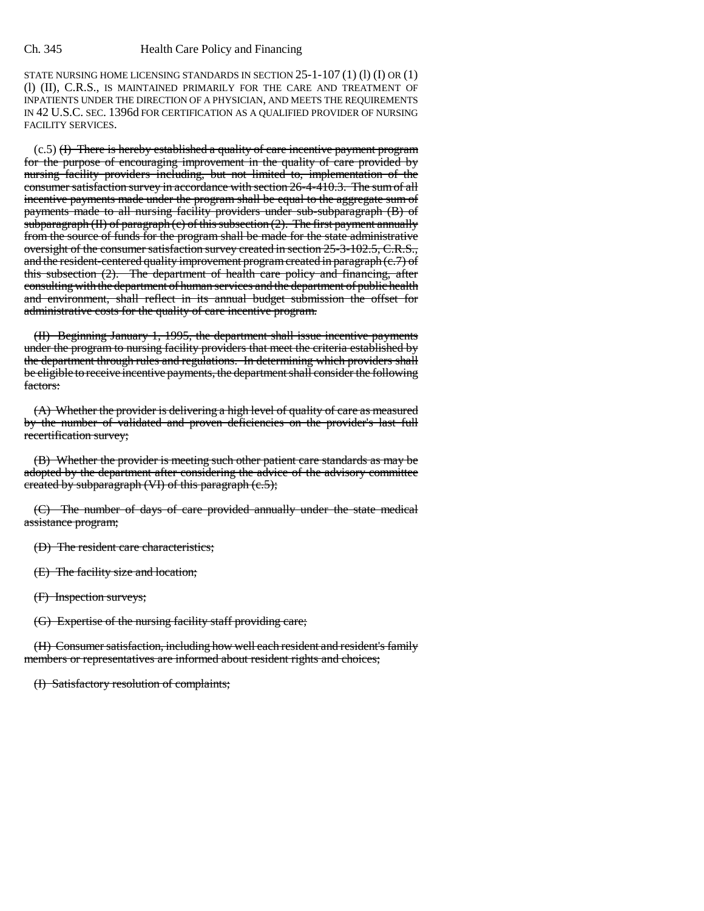STATE NURSING HOME LICENSING STANDARDS IN SECTION 25-1-107 (1) (l) (I) OR (1) (l) (II), C.R.S., IS MAINTAINED PRIMARILY FOR THE CARE AND TREATMENT OF INPATIENTS UNDER THE DIRECTION OF A PHYSICIAN, AND MEETS THE REQUIREMENTS IN 42 U.S.C. SEC. 1396d FOR CERTIFICATION AS A QUALIFIED PROVIDER OF NURSING FACILITY SERVICES.

(c.5) ~~(I) There is hereby established a quality of care incentive payment program for the purpose of encouraging improvement in the quality of care provided by nursing facility providers including, but not limited to, implementation of the consumer satisfaction survey in accordance with section 26-4-410.3. The sum of all incentive payments made under the program shall be equal to the aggregate sum of payments made to all nursing facility providers under sub-subparagraph (B) of subparagraph (II) of paragraph (c) of this subsection (2). The first payment annually from the source of funds for the program shall be made for the state administrative oversight of the consumer satisfaction survey created in section 25-3-102.5, C.R.S., and the resident-centered quality improvement program created in paragraph (c.7) of this subsection (2). The department of health care policy and financing, after consulting with the department of human services and the department of public health and environment, shall reflect in its annual budget submission the offset for administrative costs for the quality of care incentive program.~~

~~(II) Beginning January 1, 1995, the department shall issue incentive payments under the program to nursing facility providers that meet the criteria established by the department through rules and regulations. In determining which providers shall be eligible to receive incentive payments, the department shall consider the following factors:~~

~~(A) Whether the provider is delivering a high level of quality of care as measured by the number of validated and proven deficiencies on the provider's last full recertification survey;~~

~~(B) Whether the provider is meeting such other patient care standards as may be adopted by the department after considering the advice of the advisory committee created by subparagraph (VI) of this paragraph (c.5);~~

~~(C) The number of days of care provided annually under the state medical assistance program;~~

~~(D) The resident care characteristics;~~

~~(E) The facility size and location;~~

~~(F) Inspection surveys;~~

~~(G) Expertise of the nursing facility staff providing care;~~

~~(H) Consumer satisfaction, including how well each resident and resident's family members or representatives are informed about resident rights and choices;~~

~~(I) Satisfactory resolution of complaints;~~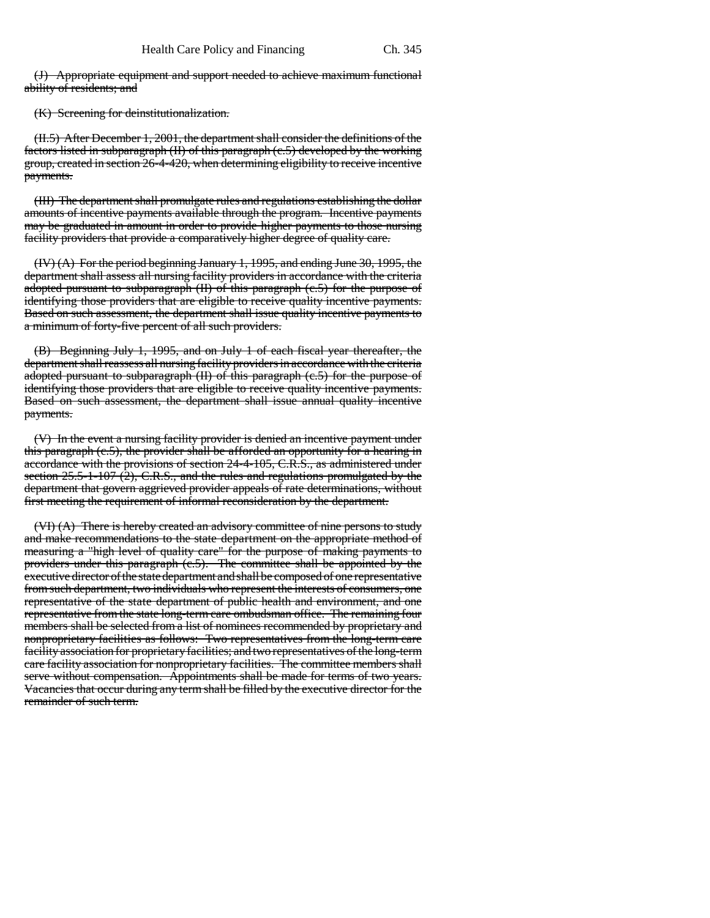(J) Appropriate equipment and support needed to achieve maximum functional ability of residents; and

(K) Screening for deinstitutionalization.

(II.5) After December 1, 2001, the department shall consider the definitions of the factors listed in subparagraph (II) of this paragraph (c.5) developed by the working group, created in section 26-4-420, when determining eligibility to receive incentive payments.

(III) The department shall promulgate rules and regulations establishing the dollar amounts of incentive payments available through the program. Incentive payments may be graduated in amount in order to provide higher payments to those nursing facility providers that provide a comparatively higher degree of quality care.

(IV) (A) For the period beginning January 1, 1995, and ending June 30, 1995, the department shall assess all nursing facility providers in accordance with the criteria adopted pursuant to subparagraph (II) of this paragraph (c.5) for the purpose of identifying those providers that are eligible to receive quality incentive payments. Based on such assessment, the department shall issue quality incentive payments to a minimum of forty-five percent of all such providers.

(B) Beginning July 1, 1995, and on July 1 of each fiscal year thereafter, the department shall reassess all nursing facility providers in accordance with the criteria adopted pursuant to subparagraph (II) of this paragraph (c.5) for the purpose of identifying those providers that are eligible to receive quality incentive payments. Based on such assessment, the department shall issue annual quality incentive payments.

(V) In the event a nursing facility provider is denied an incentive payment under this paragraph (c.5), the provider shall be afforded an opportunity for a hearing in accordance with the provisions of section 24-4-105, C.R.S., as administered under section 25.5-1-107 (2), C.R.S., and the rules and regulations promulgated by the department that govern aggrieved provider appeals of rate determinations, without first meeting the requirement of informal reconsideration by the department.

(VI) (A) There is hereby created an advisory committee of nine persons to study and make recommendations to the state department on the appropriate method of measuring a "high level of quality care" for the purpose of making payments to providers under this paragraph (c.5). The committee shall be appointed by the executive director of the state department and shall be composed of one representative from such department, two individuals who represent the interests of consumers, one representative of the state department of public health and environment, and one representative from the state long-term care ombudsman office. The remaining four members shall be selected from a list of nominees recommended by proprietary and nonproprietary facilities as follows: Two representatives from the long-term care facility association for proprietary facilities; and two representatives of the long-term care facility association for nonproprietary facilities. The committee members shall serve without compensation. Appointments shall be made for terms of two years. Vacancies that occur during any term shall be filled by the executive director for the remainder of such term.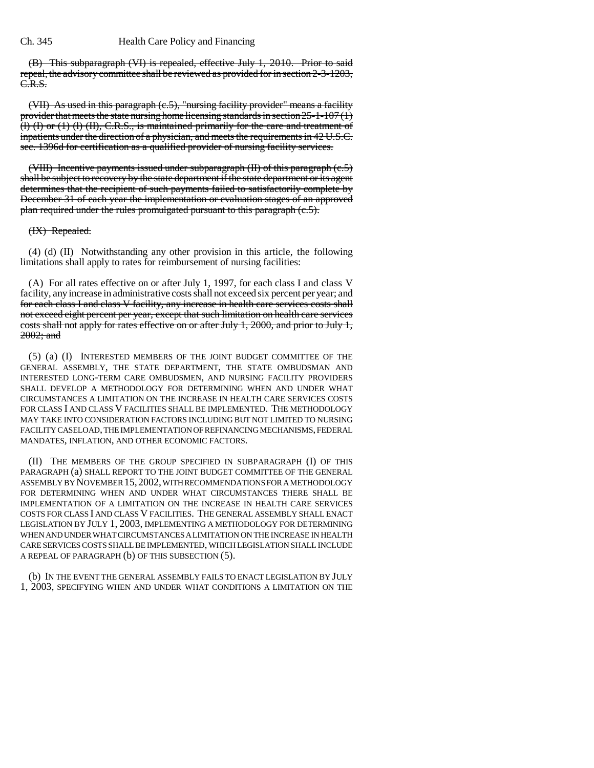(B) ~~This subparagraph (VI) is repealed, effective July 1, 2010. Prior to said repeal, the advisory committee shall be reviewed as provided for in section 2-3-1203, C.R.S.~~

~~(VII) As used in this paragraph (c.5), "nursing facility provider" means a facility provider that meets the state nursing home licensing standards in section 25-1-107 (1) (l) (I) or (1) (l) (II), C.R.S., is maintained primarily for the care and treatment of inpatients under the direction of a physician, and meets the requirements in 42 U.S.C. sec. 1396d for certification as a qualified provider of nursing facility services.~~

~~(VIII) Incentive payments issued under subparagraph (II) of this paragraph (c.5) shall be subject to recovery by the state department if the state department or its agent determines that the recipient of such payments failed to satisfactorily complete by December 31 of each year the implementation or evaluation stages of an approved plan required under the rules promulgated pursuant to this paragraph (c.5).~~

~~(IX) Repealed.~~

(4) (d) (II) Notwithstanding any other provision in this article, the following limitations shall apply to rates for reimbursement of nursing facilities:

(A) For all rates effective on or after July 1, 1997, for each class I and class V facility, any increase in administrative costs shall not exceed six percent per year; and ~~for each class I and class V facility, any increase in health care services costs shall not exceed eight percent per year, except that such limitation on health care services costs shall not apply for rates effective on or after July 1, 2000, and prior to July 1, 2002; and~~

(5) (a) (I) INTERESTED MEMBERS OF THE JOINT BUDGET COMMITTEE OF THE GENERAL ASSEMBLY, THE STATE DEPARTMENT, THE STATE OMBUDSMAN AND INTERESTED LONG-TERM CARE OMBUDSMEN, AND NURSING FACILITY PROVIDERS SHALL DEVELOP A METHODOLOGY FOR DETERMINING WHEN AND UNDER WHAT CIRCUMSTANCES A LIMITATION ON THE INCREASE IN HEALTH CARE SERVICES COSTS FOR CLASS I AND CLASS V FACILITIES SHALL BE IMPLEMENTED. THE METHODOLOGY MAY TAKE INTO CONSIDERATION FACTORS INCLUDING BUT NOT LIMITED TO NURSING FACILITY CASELOAD, THE IMPLEMENTATION OF REFINANCING MECHANISMS, FEDERAL MANDATES, INFLATION, AND OTHER ECONOMIC FACTORS.

(II) THE MEMBERS OF THE GROUP SPECIFIED IN SUBPARAGRAPH (I) OF THIS PARAGRAPH (a) SHALL REPORT TO THE JOINT BUDGET COMMITTEE OF THE GENERAL ASSEMBLY BY NOVEMBER 15, 2002, WITH RECOMMENDATIONS FOR A METHODOLOGY FOR DETERMINING WHEN AND UNDER WHAT CIRCUMSTANCES THERE SHALL BE IMPLEMENTATION OF A LIMITATION ON THE INCREASE IN HEALTH CARE SERVICES COSTS FOR CLASS I AND CLASS V FACILITIES. THE GENERAL ASSEMBLY SHALL ENACT LEGISLATION BY JULY 1, 2003, IMPLEMENTING A METHODOLOGY FOR DETERMINING WHEN AND UNDER WHAT CIRCUMSTANCES A LIMITATION ON THE INCREASE IN HEALTH CARE SERVICES COSTS SHALL BE IMPLEMENTED, WHICH LEGISLATION SHALL INCLUDE A REPEAL OF PARAGRAPH (b) OF THIS SUBSECTION (5).

(b) IN THE EVENT THE GENERAL ASSEMBLY FAILS TO ENACT LEGISLATION BY JULY 1, 2003, SPECIFYING WHEN AND UNDER WHAT CONDITIONS A LIMITATION ON THE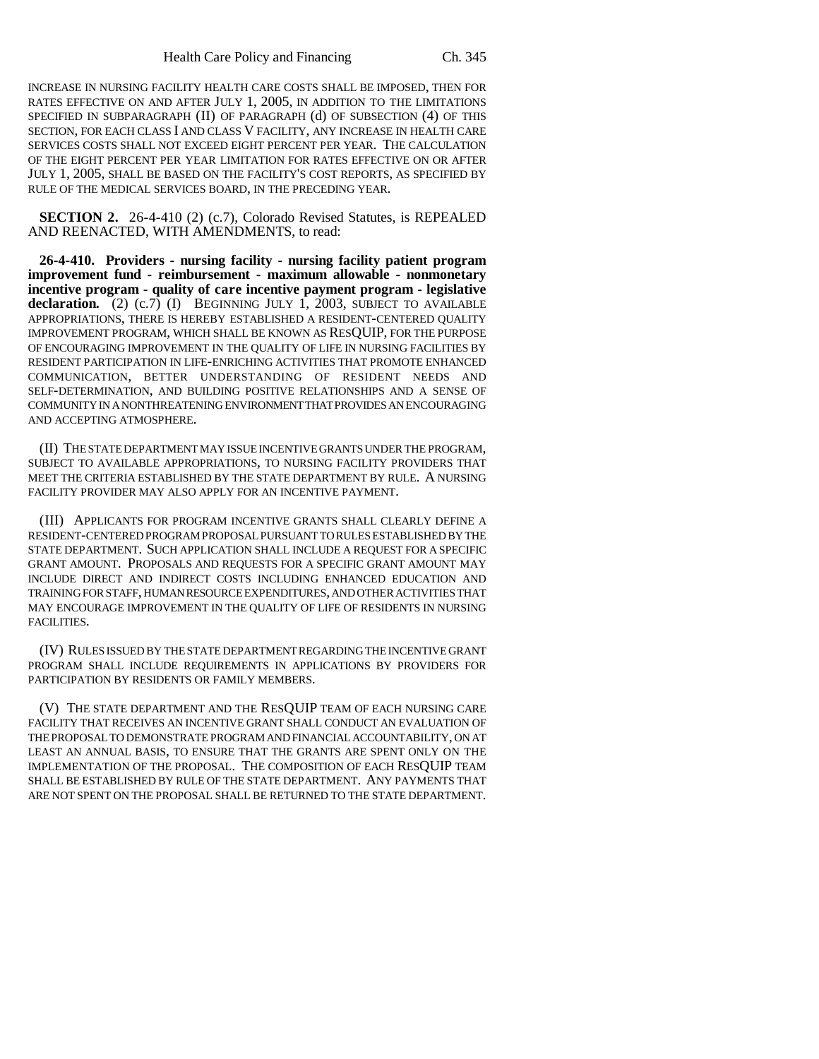INCREASE IN NURSING FACILITY HEALTH CARE COSTS SHALL BE IMPOSED, THEN FOR RATES EFFECTIVE ON AND AFTER JULY 1, 2005, IN ADDITION TO THE LIMITATIONS SPECIFIED IN SUBPARAGRAPH (II) OF PARAGRAPH (d) OF SUBSECTION (4) OF THIS SECTION, FOR EACH CLASS I AND CLASS V FACILITY, ANY INCREASE IN HEALTH CARE SERVICES COSTS SHALL NOT EXCEED EIGHT PERCENT PER YEAR. THE CALCULATION OF THE EIGHT PERCENT PER YEAR LIMITATION FOR RATES EFFECTIVE ON OR AFTER JULY 1, 2005, SHALL BE BASED ON THE FACILITY'S COST REPORTS, AS SPECIFIED BY RULE OF THE MEDICAL SERVICES BOARD, IN THE PRECEDING YEAR.

**SECTION 2.** 26-4-410 (2) (c.7), Colorado Revised Statutes, is REPEALED AND REENACTED, WITH AMENDMENTS, to read:

**26-4-410. Providers - nursing facility - nursing facility patient program improvement fund - reimbursement - maximum allowable - nonmonetary incentive program - quality of care incentive payment program - legislative declaration.** (2) (c.7) (I) BEGINNING JULY 1, 2003, SUBJECT TO AVAILABLE APPROPRIATIONS, THERE IS HEREBY ESTABLISHED A RESIDENT-CENTERED QUALITY IMPROVEMENT PROGRAM, WHICH SHALL BE KNOWN AS RESQUIP, FOR THE PURPOSE OF ENCOURAGING IMPROVEMENT IN THE QUALITY OF LIFE IN NURSING FACILITIES BY RESIDENT PARTICIPATION IN LIFE-ENRICHING ACTIVITIES THAT PROMOTE ENHANCED COMMUNICATION, BETTER UNDERSTANDING OF RESIDENT NEEDS AND SELF-DETERMINATION, AND BUILDING POSITIVE RELATIONSHIPS AND A SENSE OF COMMUNITY IN A NONTHREATENING ENVIRONMENT THAT PROVIDES AN ENCOURAGING AND ACCEPTING ATMOSPHERE.

(II) THE STATE DEPARTMENT MAY ISSUE INCENTIVE GRANTS UNDER THE PROGRAM, SUBJECT TO AVAILABLE APPROPRIATIONS, TO NURSING FACILITY PROVIDERS THAT MEET THE CRITERIA ESTABLISHED BY THE STATE DEPARTMENT BY RULE. A NURSING FACILITY PROVIDER MAY ALSO APPLY FOR AN INCENTIVE PAYMENT.

(III) APPLICANTS FOR PROGRAM INCENTIVE GRANTS SHALL CLEARLY DEFINE A RESIDENT-CENTERED PROGRAM PROPOSAL PURSUANT TO RULES ESTABLISHED BY THE STATE DEPARTMENT. SUCH APPLICATION SHALL INCLUDE A REQUEST FOR A SPECIFIC GRANT AMOUNT. PROPOSALS AND REQUESTS FOR A SPECIFIC GRANT AMOUNT MAY INCLUDE DIRECT AND INDIRECT COSTS INCLUDING ENHANCED EDUCATION AND TRAINING FOR STAFF, HUMAN RESOURCE EXPENDITURES, AND OTHER ACTIVITIES THAT MAY ENCOURAGE IMPROVEMENT IN THE QUALITY OF LIFE OF RESIDENTS IN NURSING FACILITIES.

(IV) RULES ISSUED BY THE STATE DEPARTMENT REGARDING THE INCENTIVE GRANT PROGRAM SHALL INCLUDE REQUIREMENTS IN APPLICATIONS BY PROVIDERS FOR PARTICIPATION BY RESIDENTS OR FAMILY MEMBERS.

(V) THE STATE DEPARTMENT AND THE RESQUIP TEAM OF EACH NURSING CARE FACILITY THAT RECEIVES AN INCENTIVE GRANT SHALL CONDUCT AN EVALUATION OF THE PROPOSAL TO DEMONSTRATE PROGRAM AND FINANCIAL ACCOUNTABILITY, ON AT LEAST AN ANNUAL BASIS, TO ENSURE THAT THE GRANTS ARE SPENT ONLY ON THE IMPLEMENTATION OF THE PROPOSAL. THE COMPOSITION OF EACH RESQUIP TEAM SHALL BE ESTABLISHED BY RULE OF THE STATE DEPARTMENT. ANY PAYMENTS THAT ARE NOT SPENT ON THE PROPOSAL SHALL BE RETURNED TO THE STATE DEPARTMENT.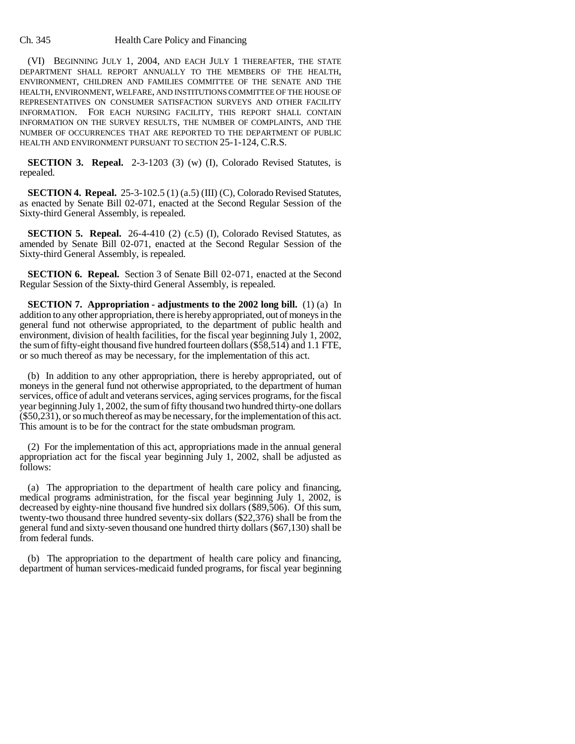(VI) BEGINNING JULY 1, 2004, AND EACH JULY 1 THEREAFTER, THE STATE DEPARTMENT SHALL REPORT ANNUALLY TO THE MEMBERS OF THE HEALTH, ENVIRONMENT, CHILDREN AND FAMILIES COMMITTEE OF THE SENATE AND THE HEALTH, ENVIRONMENT, WELFARE, AND INSTITUTIONS COMMITTEE OF THE HOUSE OF REPRESENTATIVES ON CONSUMER SATISFACTION SURVEYS AND OTHER FACILITY INFORMATION. FOR EACH NURSING FACILITY, THIS REPORT SHALL CONTAIN INFORMATION ON THE SURVEY RESULTS, THE NUMBER OF COMPLAINTS, AND THE NUMBER OF OCCURRENCES THAT ARE REPORTED TO THE DEPARTMENT OF PUBLIC HEALTH AND ENVIRONMENT PURSUANT TO SECTION 25-1-124, C.R.S.

**SECTION 3. Repeal.** 2-3-1203 (3) (w) (I), Colorado Revised Statutes, is repealed.

**SECTION 4. Repeal.** 25-3-102.5 (1) (a.5) (III) (C), Colorado Revised Statutes, as enacted by Senate Bill 02-071, enacted at the Second Regular Session of the Sixty-third General Assembly, is repealed.

**SECTION 5. Repeal.** 26-4-410 (2) (c.5) (I), Colorado Revised Statutes, as amended by Senate Bill 02-071, enacted at the Second Regular Session of the Sixty-third General Assembly, is repealed.

**SECTION 6. Repeal.** Section 3 of Senate Bill 02-071, enacted at the Second Regular Session of the Sixty-third General Assembly, is repealed.

**SECTION 7. Appropriation - adjustments to the 2002 long bill.** (1) (a) In addition to any other appropriation, there is hereby appropriated, out of moneys in the general fund not otherwise appropriated, to the department of public health and environment, division of health facilities, for the fiscal year beginning July 1, 2002, the sum of fifty-eight thousand five hundred fourteen dollars ($58,514) and 1.1 FTE, or so much thereof as may be necessary, for the implementation of this act.

(b) In addition to any other appropriation, there is hereby appropriated, out of moneys in the general fund not otherwise appropriated, to the department of human services, office of adult and veterans services, aging services programs, for the fiscal year beginning July 1, 2002, the sum of fifty thousand two hundred thirty-one dollars ($50,231), or so much thereof as may be necessary, for the implementation of this act. This amount is to be for the contract for the state ombudsman program.

(2) For the implementation of this act, appropriations made in the annual general appropriation act for the fiscal year beginning July 1, 2002, shall be adjusted as follows:

(a) The appropriation to the department of health care policy and financing, medical programs administration, for the fiscal year beginning July 1, 2002, is decreased by eighty-nine thousand five hundred six dollars ($89,506). Of this sum, twenty-two thousand three hundred seventy-six dollars ($22,376) shall be from the general fund and sixty-seven thousand one hundred thirty dollars ($67,130) shall be from federal funds.

(b) The appropriation to the department of health care policy and financing, department of human services-medicaid funded programs, for fiscal year beginning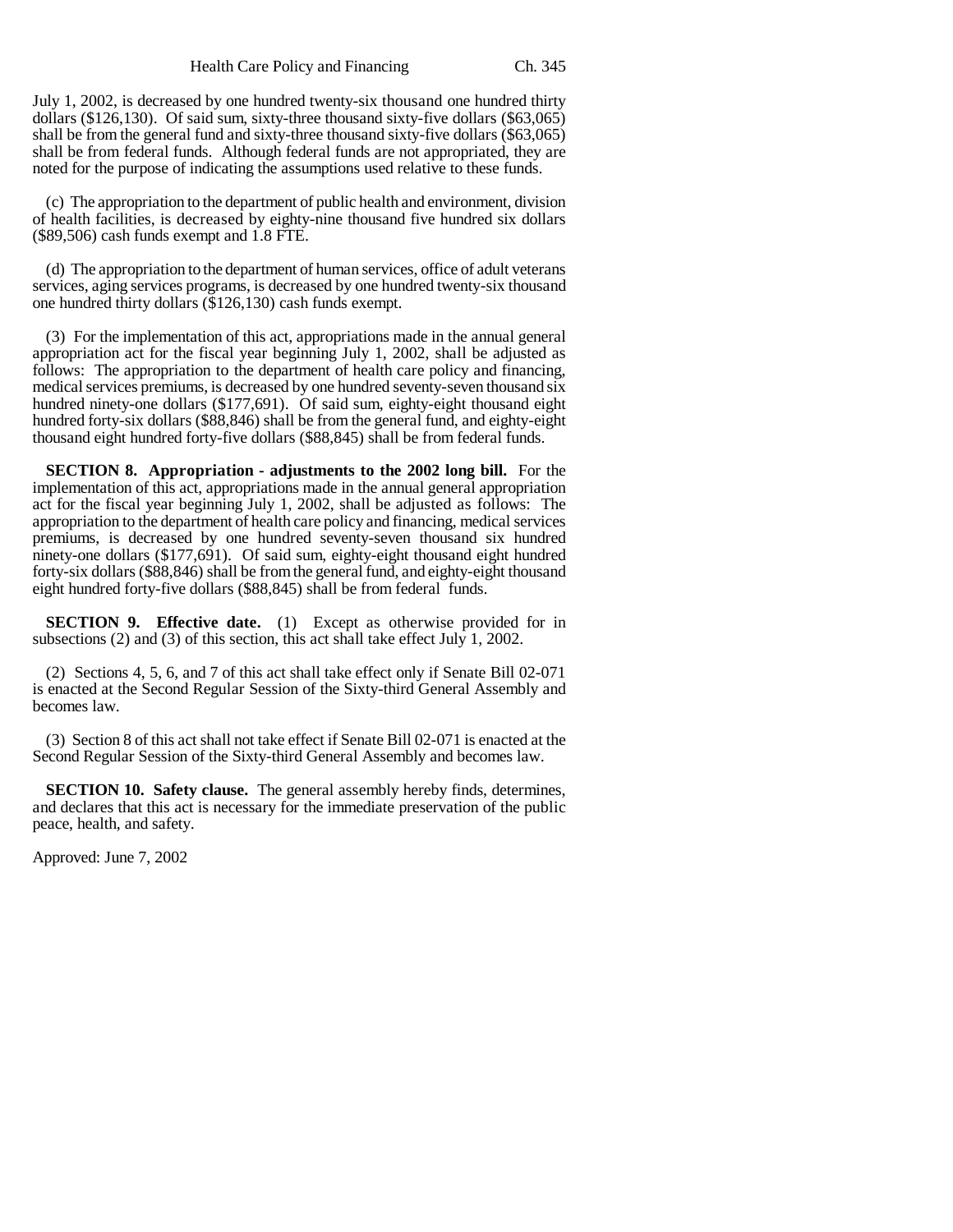July 1, 2002, is decreased by one hundred twenty-six thousand one hundred thirty dollars ($126,130). Of said sum, sixty-three thousand sixty-five dollars ($63,065) shall be from the general fund and sixty-three thousand sixty-five dollars ($63,065) shall be from federal funds. Although federal funds are not appropriated, they are noted for the purpose of indicating the assumptions used relative to these funds.

(c) The appropriation to the department of public health and environment, division of health facilities, is decreased by eighty-nine thousand five hundred six dollars ($89,506) cash funds exempt and 1.8 FTE.

(d) The appropriation to the department of human services, office of adult veterans services, aging services programs, is decreased by one hundred twenty-six thousand one hundred thirty dollars ($126,130) cash funds exempt.

(3) For the implementation of this act, appropriations made in the annual general appropriation act for the fiscal year beginning July 1, 2002, shall be adjusted as follows: The appropriation to the department of health care policy and financing, medical services premiums, is decreased by one hundred seventy-seven thousand six hundred ninety-one dollars ($177,691). Of said sum, eighty-eight thousand eight hundred forty-six dollars ($88,846) shall be from the general fund, and eighty-eight thousand eight hundred forty-five dollars ($88,845) shall be from federal funds.

**SECTION 8. Appropriation - adjustments to the 2002 long bill.** For the implementation of this act, appropriations made in the annual general appropriation act for the fiscal year beginning July 1, 2002, shall be adjusted as follows: The appropriation to the department of health care policy and financing, medical services premiums, is decreased by one hundred seventy-seven thousand six hundred ninety-one dollars ($177,691). Of said sum, eighty-eight thousand eight hundred forty-six dollars ($88,846) shall be from the general fund, and eighty-eight thousand eight hundred forty-five dollars ($88,845) shall be from federal funds.

**SECTION 9. Effective date.** (1) Except as otherwise provided for in subsections (2) and (3) of this section, this act shall take effect July 1, 2002.

(2) Sections 4, 5, 6, and 7 of this act shall take effect only if Senate Bill 02-071 is enacted at the Second Regular Session of the Sixty-third General Assembly and becomes law.

(3) Section 8 of this act shall not take effect if Senate Bill 02-071 is enacted at the Second Regular Session of the Sixty-third General Assembly and becomes law.

**SECTION 10. Safety clause.** The general assembly hereby finds, determines, and declares that this act is necessary for the immediate preservation of the public peace, health, and safety.

Approved: June 7, 2002